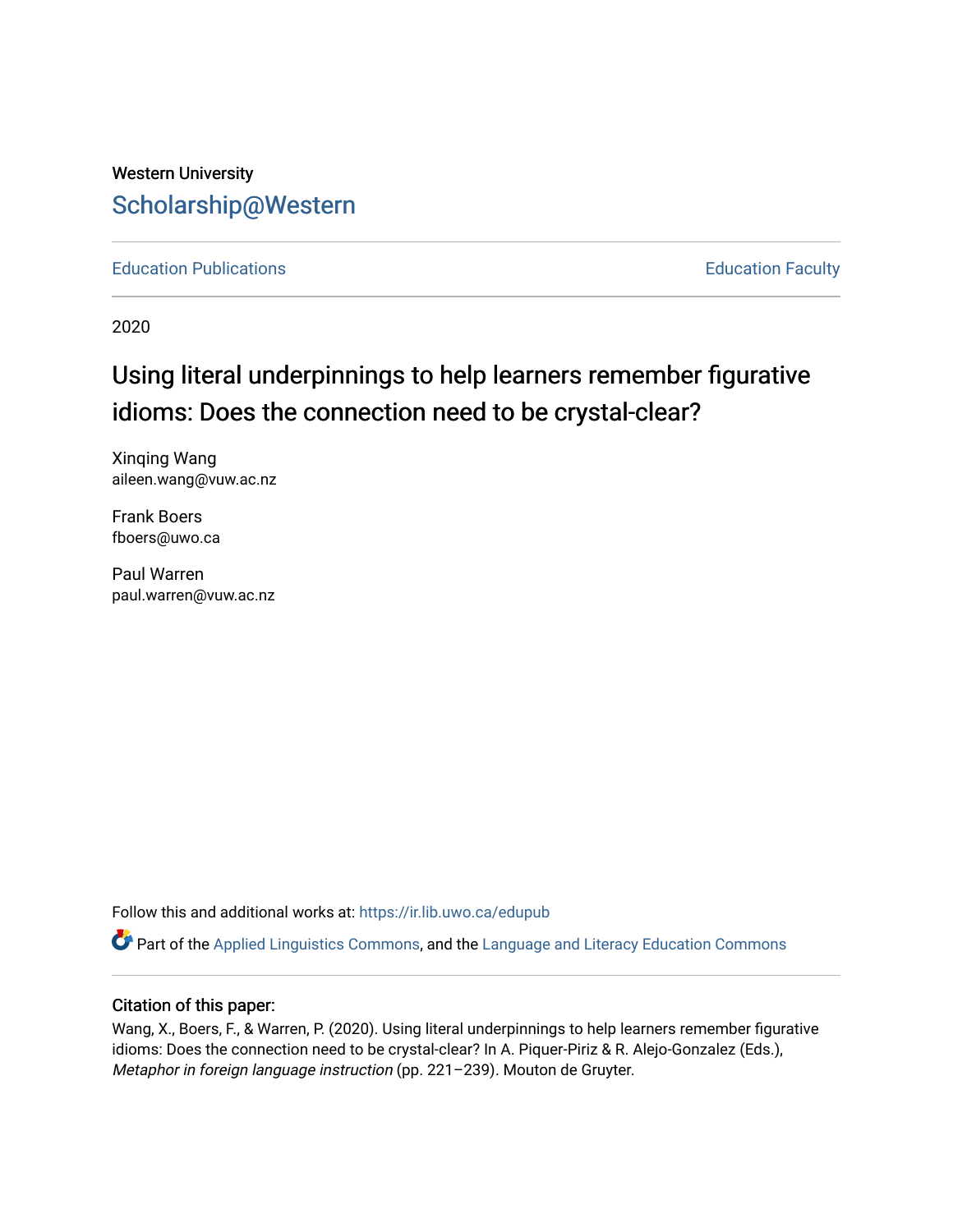Western University

# Scholarship@Western

Education Publications | Education Faculty

2020

# Using literal underpinnings to help learners remember figurative idioms: Does the connection need to be crystal-clear?

Xinqing Wang
aileen.wang@vuw.ac.nz

Frank Boers
fboers@uwo.ca

Paul Warren
paul.warren@vuw.ac.nz

Follow this and additional works at: https://ir.lib.uwo.ca/edupub

Part of the Applied Linguistics Commons, and the Language and Literacy Education Commons

## Citation of this paper:

Wang, X., Boers, F., & Warren, P. (2020). Using literal underpinnings to help learners remember figurative idioms: Does the connection need to be crystal-clear? In A. Piquer-Piriz & R. Alejo-Gonzalez (Eds.), *Metaphor in foreign language instruction* (pp. 221–239). Mouton de Gruyter.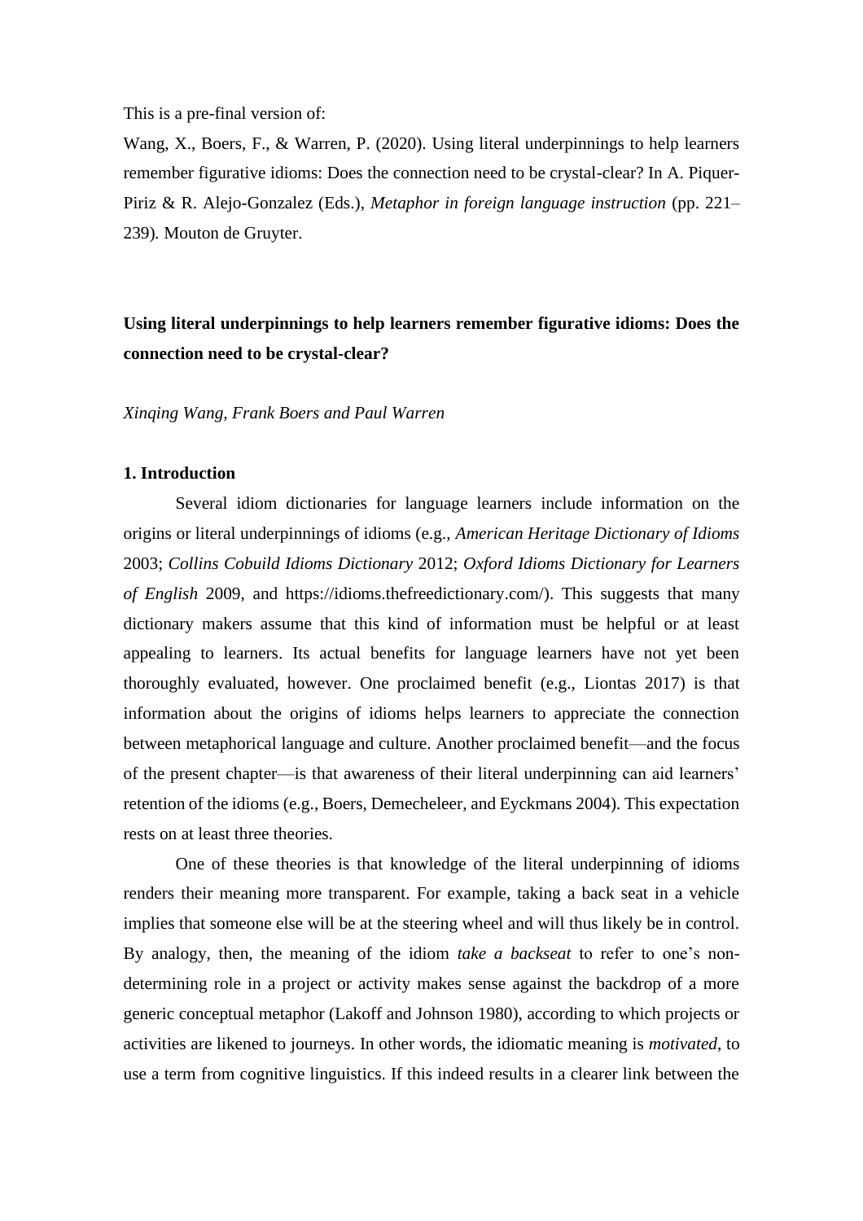This is a pre-final version of:

Wang, X., Boers, F., & Warren, P. (2020). Using literal underpinnings to help learners remember figurative idioms: Does the connection need to be crystal-clear? In A. Piquer-Piriz & R. Alejo-Gonzalez (Eds.), *Metaphor in foreign language instruction* (pp. 221–239). Mouton de Gruyter.

**Using literal underpinnings to help learners remember figurative idioms: Does the connection need to be crystal-clear?**

*Xinqing Wang, Frank Boers and Paul Warren*

## 1. Introduction

Several idiom dictionaries for language learners include information on the origins or literal underpinnings of idioms (e.g., *American Heritage Dictionary of Idioms* 2003; *Collins Cobuild Idioms Dictionary* 2012; *Oxford Idioms Dictionary for Learners of English* 2009, and https://idioms.thefreedictionary.com/). This suggests that many dictionary makers assume that this kind of information must be helpful or at least appealing to learners. Its actual benefits for language learners have not yet been thoroughly evaluated, however. One proclaimed benefit (e.g., Liontas 2017) is that information about the origins of idioms helps learners to appreciate the connection between metaphorical language and culture. Another proclaimed benefit—and the focus of the present chapter—is that awareness of their literal underpinning can aid learners' retention of the idioms (e.g., Boers, Demecheleer, and Eyckmans 2004). This expectation rests on at least three theories.

One of these theories is that knowledge of the literal underpinning of idioms renders their meaning more transparent. For example, taking a back seat in a vehicle implies that someone else will be at the steering wheel and will thus likely be in control. By analogy, then, the meaning of the idiom *take a backseat* to refer to one's non-determining role in a project or activity makes sense against the backdrop of a more generic conceptual metaphor (Lakoff and Johnson 1980), according to which projects or activities are likened to journeys. In other words, the idiomatic meaning is *motivated*, to use a term from cognitive linguistics. If this indeed results in a clearer link between the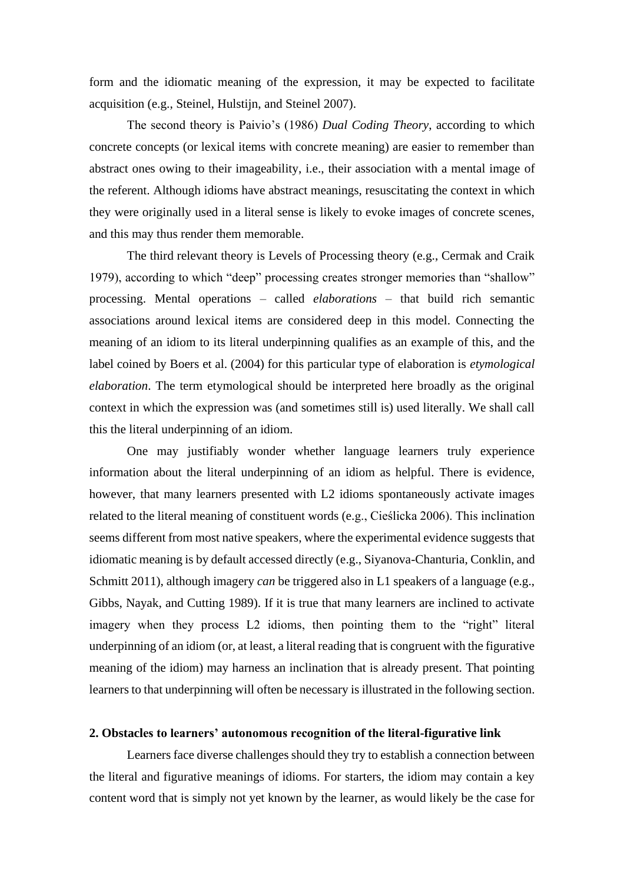form and the idiomatic meaning of the expression, it may be expected to facilitate acquisition (e.g., Steinel, Hulstijn, and Steinel 2007).

The second theory is Paivio's (1986) *Dual Coding Theory*, according to which concrete concepts (or lexical items with concrete meaning) are easier to remember than abstract ones owing to their imageability, i.e., their association with a mental image of the referent. Although idioms have abstract meanings, resuscitating the context in which they were originally used in a literal sense is likely to evoke images of concrete scenes, and this may thus render them memorable.

The third relevant theory is Levels of Processing theory (e.g., Cermak and Craik 1979), according to which "deep" processing creates stronger memories than "shallow" processing. Mental operations – called *elaborations* – that build rich semantic associations around lexical items are considered deep in this model. Connecting the meaning of an idiom to its literal underpinning qualifies as an example of this, and the label coined by Boers et al. (2004) for this particular type of elaboration is *etymological elaboration*. The term etymological should be interpreted here broadly as the original context in which the expression was (and sometimes still is) used literally. We shall call this the literal underpinning of an idiom.

One may justifiably wonder whether language learners truly experience information about the literal underpinning of an idiom as helpful. There is evidence, however, that many learners presented with L2 idioms spontaneously activate images related to the literal meaning of constituent words (e.g., Cieślicka 2006). This inclination seems different from most native speakers, where the experimental evidence suggests that idiomatic meaning is by default accessed directly (e.g., Siyanova-Chanturia, Conklin, and Schmitt 2011), although imagery *can* be triggered also in L1 speakers of a language (e.g., Gibbs, Nayak, and Cutting 1989). If it is true that many learners are inclined to activate imagery when they process L2 idioms, then pointing them to the "right" literal underpinning of an idiom (or, at least, a literal reading that is congruent with the figurative meaning of the idiom) may harness an inclination that is already present. That pointing learners to that underpinning will often be necessary is illustrated in the following section.

## 2. Obstacles to learners' autonomous recognition of the literal-figurative link

Learners face diverse challenges should they try to establish a connection between the literal and figurative meanings of idioms. For starters, the idiom may contain a key content word that is simply not yet known by the learner, as would likely be the case for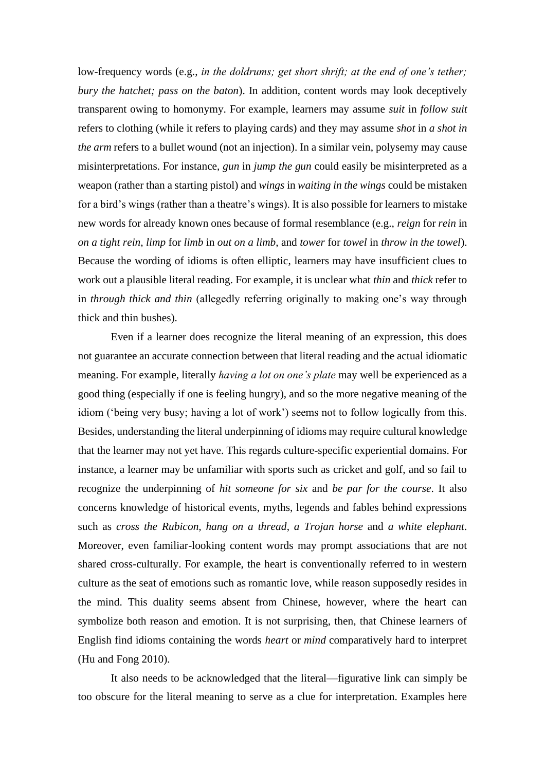low-frequency words (e.g., *in the doldrums; get short shrift; at the end of one's tether; bury the hatchet; pass on the baton*). In addition, content words may look deceptively transparent owing to homonymy. For example, learners may assume *suit* in *follow suit* refers to clothing (while it refers to playing cards) and they may assume *shot* in *a shot in the arm* refers to a bullet wound (not an injection). In a similar vein, polysemy may cause misinterpretations. For instance, *gun* in *jump the gun* could easily be misinterpreted as a weapon (rather than a starting pistol) and *wings* in *waiting in the wings* could be mistaken for a bird's wings (rather than a theatre's wings). It is also possible for learners to mistake new words for already known ones because of formal resemblance (e.g., *reign* for *rein* in *on a tight rein*, *limp* for *limb* in *out on a limb*, and *tower* for *towel* in *throw in the towel*). Because the wording of idioms is often elliptic, learners may have insufficient clues to work out a plausible literal reading. For example, it is unclear what *thin* and *thick* refer to in *through thick and thin* (allegedly referring originally to making one's way through thick and thin bushes).

Even if a learner does recognize the literal meaning of an expression, this does not guarantee an accurate connection between that literal reading and the actual idiomatic meaning. For example, literally *having a lot on one's plate* may well be experienced as a good thing (especially if one is feeling hungry), and so the more negative meaning of the idiom ('being very busy; having a lot of work') seems not to follow logically from this. Besides, understanding the literal underpinning of idioms may require cultural knowledge that the learner may not yet have. This regards culture-specific experiential domains. For instance, a learner may be unfamiliar with sports such as cricket and golf, and so fail to recognize the underpinning of *hit someone for six* and *be par for the course*. It also concerns knowledge of historical events, myths, legends and fables behind expressions such as *cross the Rubicon*, *hang on a thread*, *a Trojan horse* and *a white elephant*. Moreover, even familiar-looking content words may prompt associations that are not shared cross-culturally. For example, the heart is conventionally referred to in western culture as the seat of emotions such as romantic love, while reason supposedly resides in the mind. This duality seems absent from Chinese, however, where the heart can symbolize both reason and emotion. It is not surprising, then, that Chinese learners of English find idioms containing the words *heart* or *mind* comparatively hard to interpret (Hu and Fong 2010).

It also needs to be acknowledged that the literal—figurative link can simply be too obscure for the literal meaning to serve as a clue for interpretation. Examples here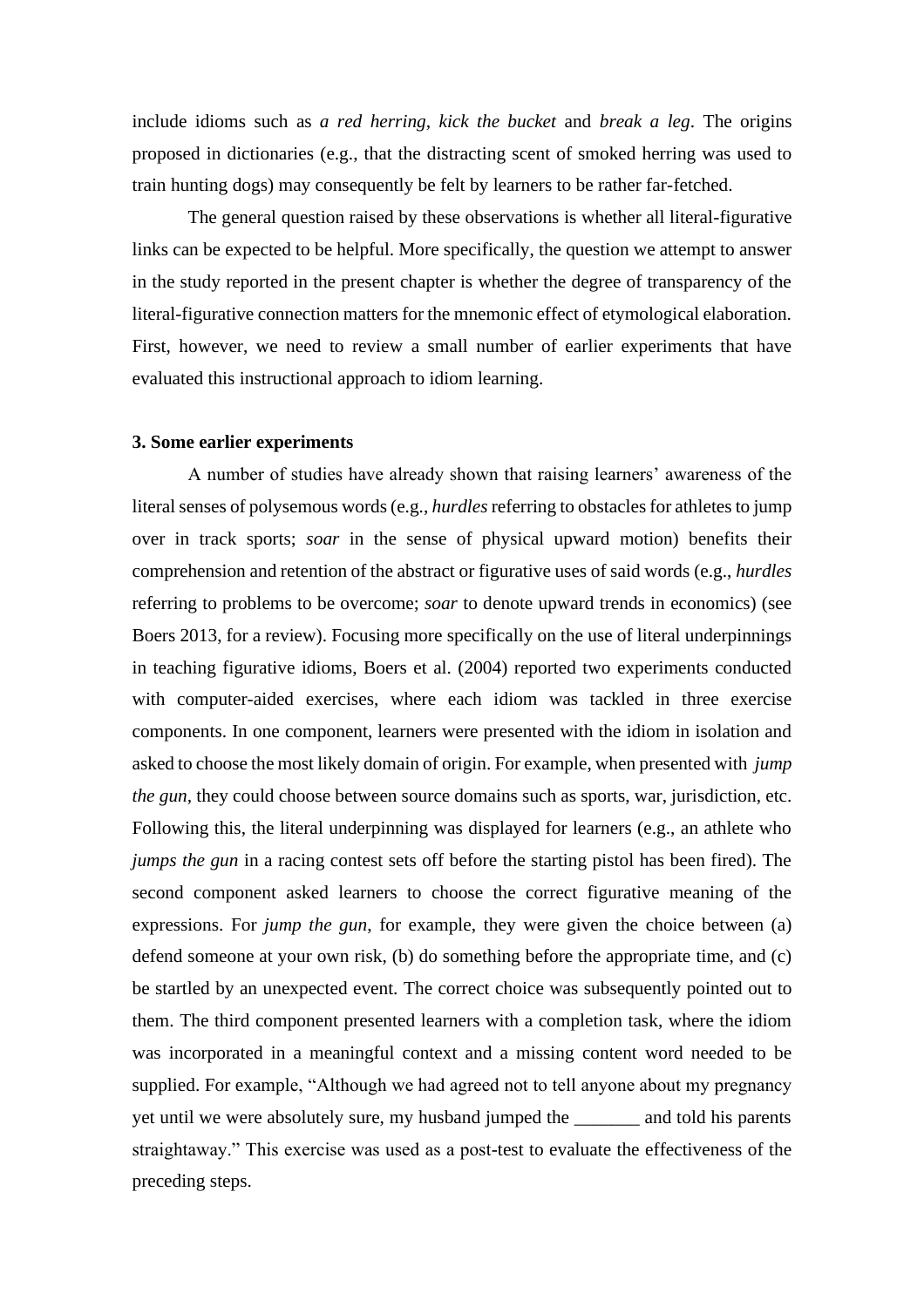include idioms such as *a red herring*, *kick the bucket* and *break a leg*. The origins proposed in dictionaries (e.g., that the distracting scent of smoked herring was used to train hunting dogs) may consequently be felt by learners to be rather far-fetched.

The general question raised by these observations is whether all literal-figurative links can be expected to be helpful. More specifically, the question we attempt to answer in the study reported in the present chapter is whether the degree of transparency of the literal-figurative connection matters for the mnemonic effect of etymological elaboration. First, however, we need to review a small number of earlier experiments that have evaluated this instructional approach to idiom learning.

### 3. Some earlier experiments

A number of studies have already shown that raising learners' awareness of the literal senses of polysemous words (e.g., *hurdles* referring to obstacles for athletes to jump over in track sports; *soar* in the sense of physical upward motion) benefits their comprehension and retention of the abstract or figurative uses of said words (e.g., *hurdles* referring to problems to be overcome; *soar* to denote upward trends in economics) (see Boers 2013, for a review). Focusing more specifically on the use of literal underpinnings in teaching figurative idioms, Boers et al. (2004) reported two experiments conducted with computer-aided exercises, where each idiom was tackled in three exercise components. In one component, learners were presented with the idiom in isolation and asked to choose the most likely domain of origin. For example, when presented with *jump the gun,* they could choose between source domains such as sports, war, jurisdiction, etc. Following this, the literal underpinning was displayed for learners (e.g., an athlete who *jumps the gun* in a racing contest sets off before the starting pistol has been fired). The second component asked learners to choose the correct figurative meaning of the expressions. For *jump the gun*, for example, they were given the choice between (a) defend someone at your own risk, (b) do something before the appropriate time, and (c) be startled by an unexpected event. The correct choice was subsequently pointed out to them. The third component presented learners with a completion task, where the idiom was incorporated in a meaningful context and a missing content word needed to be supplied. For example, "Although we had agreed not to tell anyone about my pregnancy yet until we were absolutely sure, my husband jumped the _______ and told his parents straightaway." This exercise was used as a post-test to evaluate the effectiveness of the preceding steps.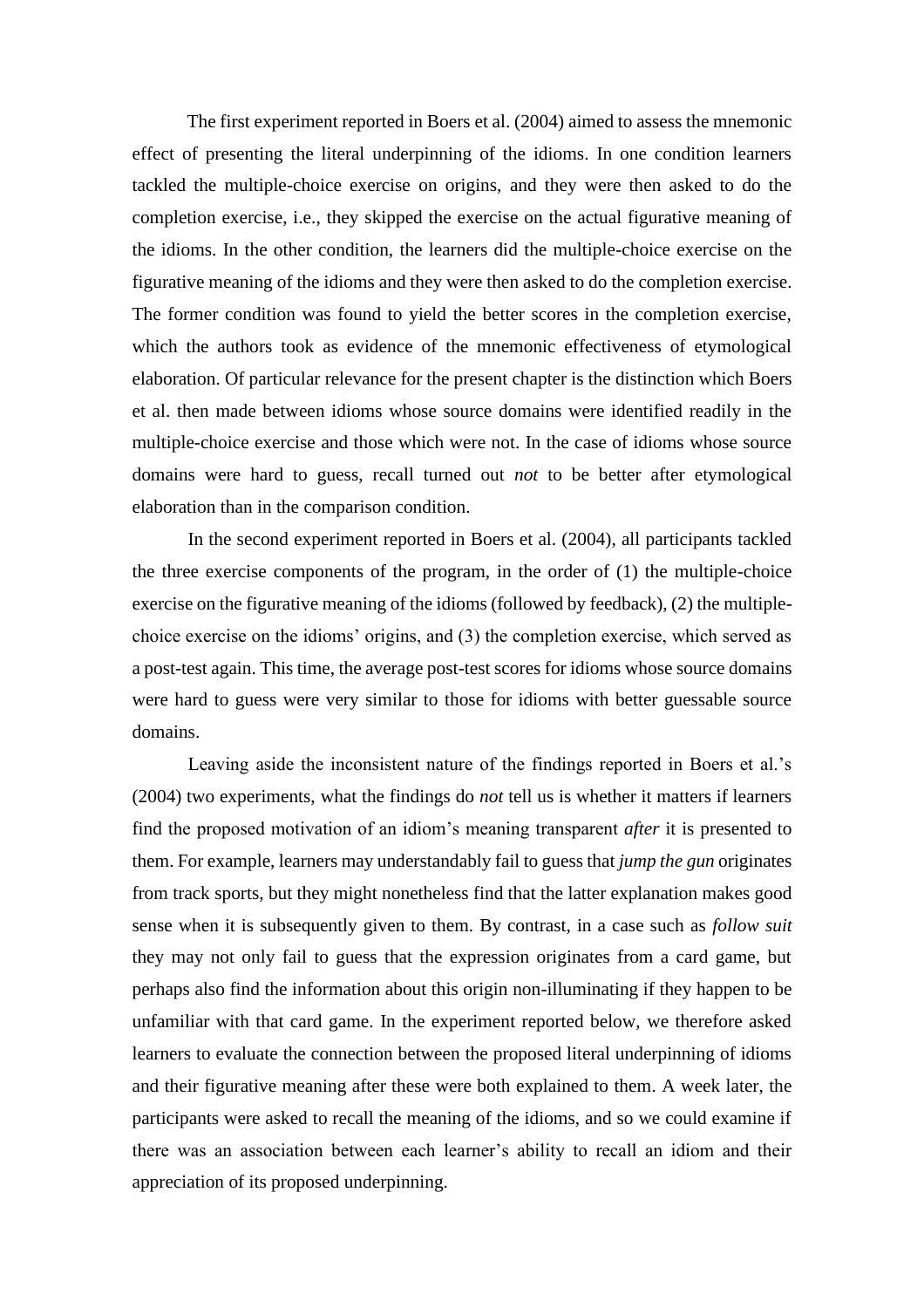The first experiment reported in Boers et al. (2004) aimed to assess the mnemonic effect of presenting the literal underpinning of the idioms. In one condition learners tackled the multiple-choice exercise on origins, and they were then asked to do the completion exercise, i.e., they skipped the exercise on the actual figurative meaning of the idioms. In the other condition, the learners did the multiple-choice exercise on the figurative meaning of the idioms and they were then asked to do the completion exercise. The former condition was found to yield the better scores in the completion exercise, which the authors took as evidence of the mnemonic effectiveness of etymological elaboration. Of particular relevance for the present chapter is the distinction which Boers et al. then made between idioms whose source domains were identified readily in the multiple-choice exercise and those which were not. In the case of idioms whose source domains were hard to guess, recall turned out *not* to be better after etymological elaboration than in the comparison condition.

In the second experiment reported in Boers et al. (2004), all participants tackled the three exercise components of the program, in the order of (1) the multiple-choice exercise on the figurative meaning of the idioms (followed by feedback), (2) the multiple-choice exercise on the idioms' origins, and (3) the completion exercise, which served as a post-test again. This time, the average post-test scores for idioms whose source domains were hard to guess were very similar to those for idioms with better guessable source domains.

Leaving aside the inconsistent nature of the findings reported in Boers et al.'s (2004) two experiments, what the findings do *not* tell us is whether it matters if learners find the proposed motivation of an idiom's meaning transparent *after* it is presented to them. For example, learners may understandably fail to guess that *jump the gun* originates from track sports, but they might nonetheless find that the latter explanation makes good sense when it is subsequently given to them. By contrast, in a case such as *follow suit* they may not only fail to guess that the expression originates from a card game, but perhaps also find the information about this origin non-illuminating if they happen to be unfamiliar with that card game. In the experiment reported below, we therefore asked learners to evaluate the connection between the proposed literal underpinning of idioms and their figurative meaning after these were both explained to them. A week later, the participants were asked to recall the meaning of the idioms, and so we could examine if there was an association between each learner's ability to recall an idiom and their appreciation of its proposed underpinning.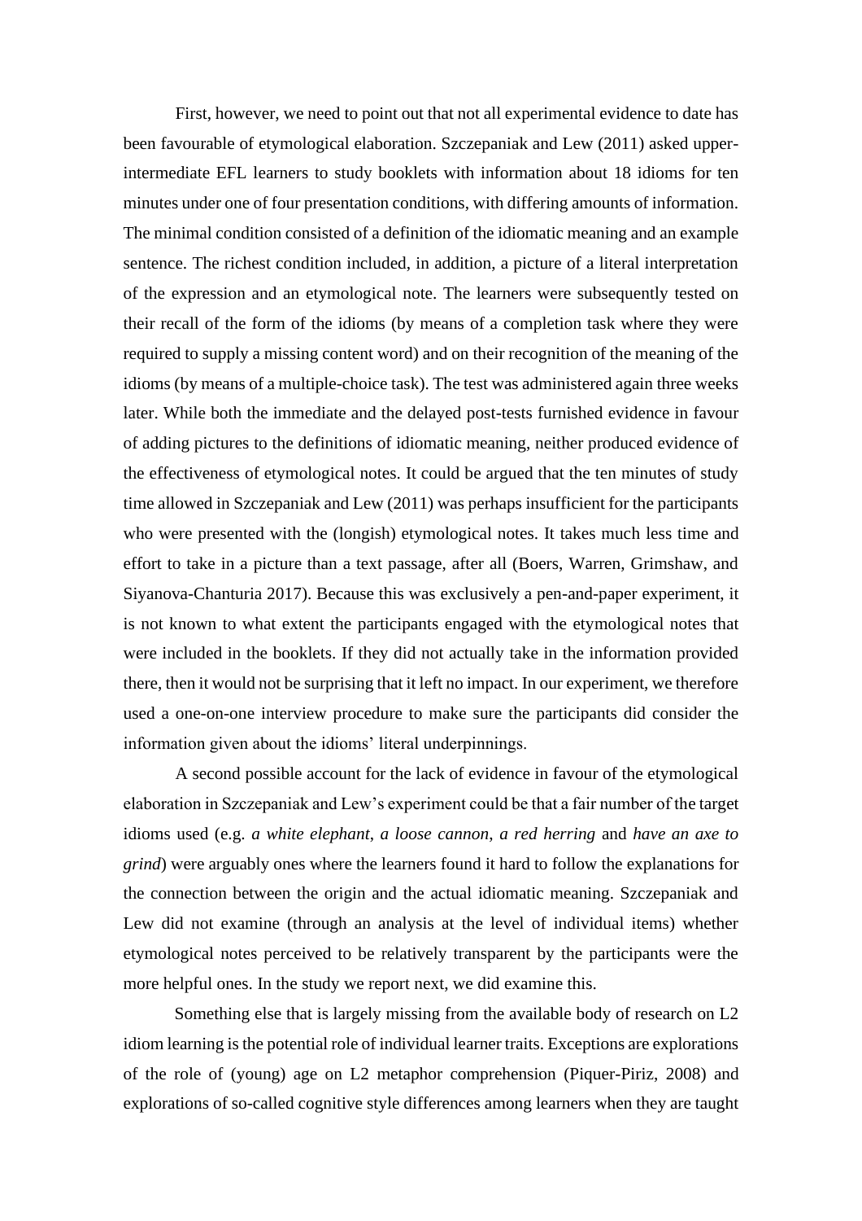First, however, we need to point out that not all experimental evidence to date has been favourable of etymological elaboration. Szczepaniak and Lew (2011) asked upper-intermediate EFL learners to study booklets with information about 18 idioms for ten minutes under one of four presentation conditions, with differing amounts of information. The minimal condition consisted of a definition of the idiomatic meaning and an example sentence. The richest condition included, in addition, a picture of a literal interpretation of the expression and an etymological note. The learners were subsequently tested on their recall of the form of the idioms (by means of a completion task where they were required to supply a missing content word) and on their recognition of the meaning of the idioms (by means of a multiple-choice task). The test was administered again three weeks later. While both the immediate and the delayed post-tests furnished evidence in favour of adding pictures to the definitions of idiomatic meaning, neither produced evidence of the effectiveness of etymological notes. It could be argued that the ten minutes of study time allowed in Szczepaniak and Lew (2011) was perhaps insufficient for the participants who were presented with the (longish) etymological notes. It takes much less time and effort to take in a picture than a text passage, after all (Boers, Warren, Grimshaw, and Siyanova-Chanturia 2017). Because this was exclusively a pen-and-paper experiment, it is not known to what extent the participants engaged with the etymological notes that were included in the booklets. If they did not actually take in the information provided there, then it would not be surprising that it left no impact. In our experiment, we therefore used a one-on-one interview procedure to make sure the participants did consider the information given about the idioms' literal underpinnings.

A second possible account for the lack of evidence in favour of the etymological elaboration in Szczepaniak and Lew's experiment could be that a fair number of the target idioms used (e.g. *a white elephant*, *a loose cannon, a red herring* and *have an axe to grind*) were arguably ones where the learners found it hard to follow the explanations for the connection between the origin and the actual idiomatic meaning. Szczepaniak and Lew did not examine (through an analysis at the level of individual items) whether etymological notes perceived to be relatively transparent by the participants were the more helpful ones. In the study we report next, we did examine this.

Something else that is largely missing from the available body of research on L2 idiom learning is the potential role of individual learner traits. Exceptions are explorations of the role of (young) age on L2 metaphor comprehension (Piquer-Piriz, 2008) and explorations of so-called cognitive style differences among learners when they are taught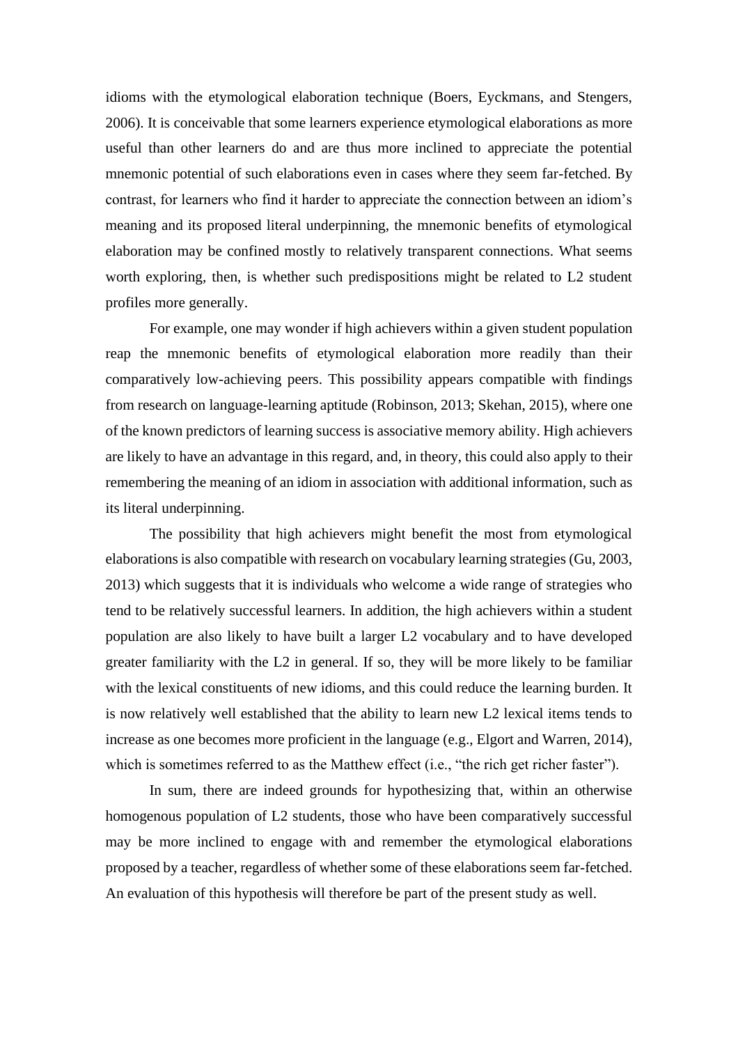idioms with the etymological elaboration technique (Boers, Eyckmans, and Stengers, 2006). It is conceivable that some learners experience etymological elaborations as more useful than other learners do and are thus more inclined to appreciate the potential mnemonic potential of such elaborations even in cases where they seem far-fetched. By contrast, for learners who find it harder to appreciate the connection between an idiom's meaning and its proposed literal underpinning, the mnemonic benefits of etymological elaboration may be confined mostly to relatively transparent connections. What seems worth exploring, then, is whether such predispositions might be related to L2 student profiles more generally.

For example, one may wonder if high achievers within a given student population reap the mnemonic benefits of etymological elaboration more readily than their comparatively low-achieving peers. This possibility appears compatible with findings from research on language-learning aptitude (Robinson, 2013; Skehan, 2015), where one of the known predictors of learning success is associative memory ability. High achievers are likely to have an advantage in this regard, and, in theory, this could also apply to their remembering the meaning of an idiom in association with additional information, such as its literal underpinning.

The possibility that high achievers might benefit the most from etymological elaborations is also compatible with research on vocabulary learning strategies (Gu, 2003, 2013) which suggests that it is individuals who welcome a wide range of strategies who tend to be relatively successful learners. In addition, the high achievers within a student population are also likely to have built a larger L2 vocabulary and to have developed greater familiarity with the L2 in general. If so, they will be more likely to be familiar with the lexical constituents of new idioms, and this could reduce the learning burden. It is now relatively well established that the ability to learn new L2 lexical items tends to increase as one becomes more proficient in the language (e.g., Elgort and Warren, 2014), which is sometimes referred to as the Matthew effect (i.e., "the rich get richer faster").

In sum, there are indeed grounds for hypothesizing that, within an otherwise homogenous population of L2 students, those who have been comparatively successful may be more inclined to engage with and remember the etymological elaborations proposed by a teacher, regardless of whether some of these elaborations seem far-fetched. An evaluation of this hypothesis will therefore be part of the present study as well.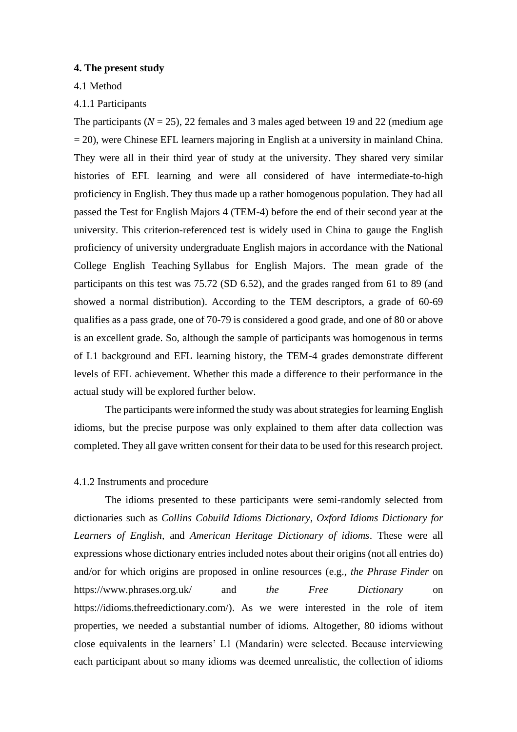**4. The present study**

4.1 Method

4.1.1 Participants

The participants ($N$ = 25), 22 females and 3 males aged between 19 and 22 (medium age = 20), were Chinese EFL learners majoring in English at a university in mainland China. They were all in their third year of study at the university. They shared very similar histories of EFL learning and were all considered of have intermediate-to-high proficiency in English. They thus made up a rather homogenous population. They had all passed the Test for English Majors 4 (TEM-4) before the end of their second year at the university. This criterion-referenced test is widely used in China to gauge the English proficiency of university undergraduate English majors in accordance with the National College English Teaching Syllabus for English Majors. The mean grade of the participants on this test was 75.72 (SD 6.52), and the grades ranged from 61 to 89 (and showed a normal distribution). According to the TEM descriptors, a grade of 60-69 qualifies as a pass grade, one of 70-79 is considered a good grade, and one of 80 or above is an excellent grade. So, although the sample of participants was homogenous in terms of L1 background and EFL learning history, the TEM-4 grades demonstrate different levels of EFL achievement. Whether this made a difference to their performance in the actual study will be explored further below.

The participants were informed the study was about strategies for learning English idioms, but the precise purpose was only explained to them after data collection was completed. They all gave written consent for their data to be used for this research project.

4.1.2 Instruments and procedure

The idioms presented to these participants were semi-randomly selected from dictionaries such as *Collins Cobuild Idioms Dictionary*, *Oxford Idioms Dictionary for Learners of English*, and *American Heritage Dictionary of idioms*. These were all expressions whose dictionary entries included notes about their origins (not all entries do) and/or for which origins are proposed in online resources (e.g., *the Phrase Finder* on https://www.phrases.org.uk/ and *the Free Dictionary* on https://idioms.thefreedictionary.com/). As we were interested in the role of item properties, we needed a substantial number of idioms. Altogether, 80 idioms without close equivalents in the learners' L1 (Mandarin) were selected. Because interviewing each participant about so many idioms was deemed unrealistic, the collection of idioms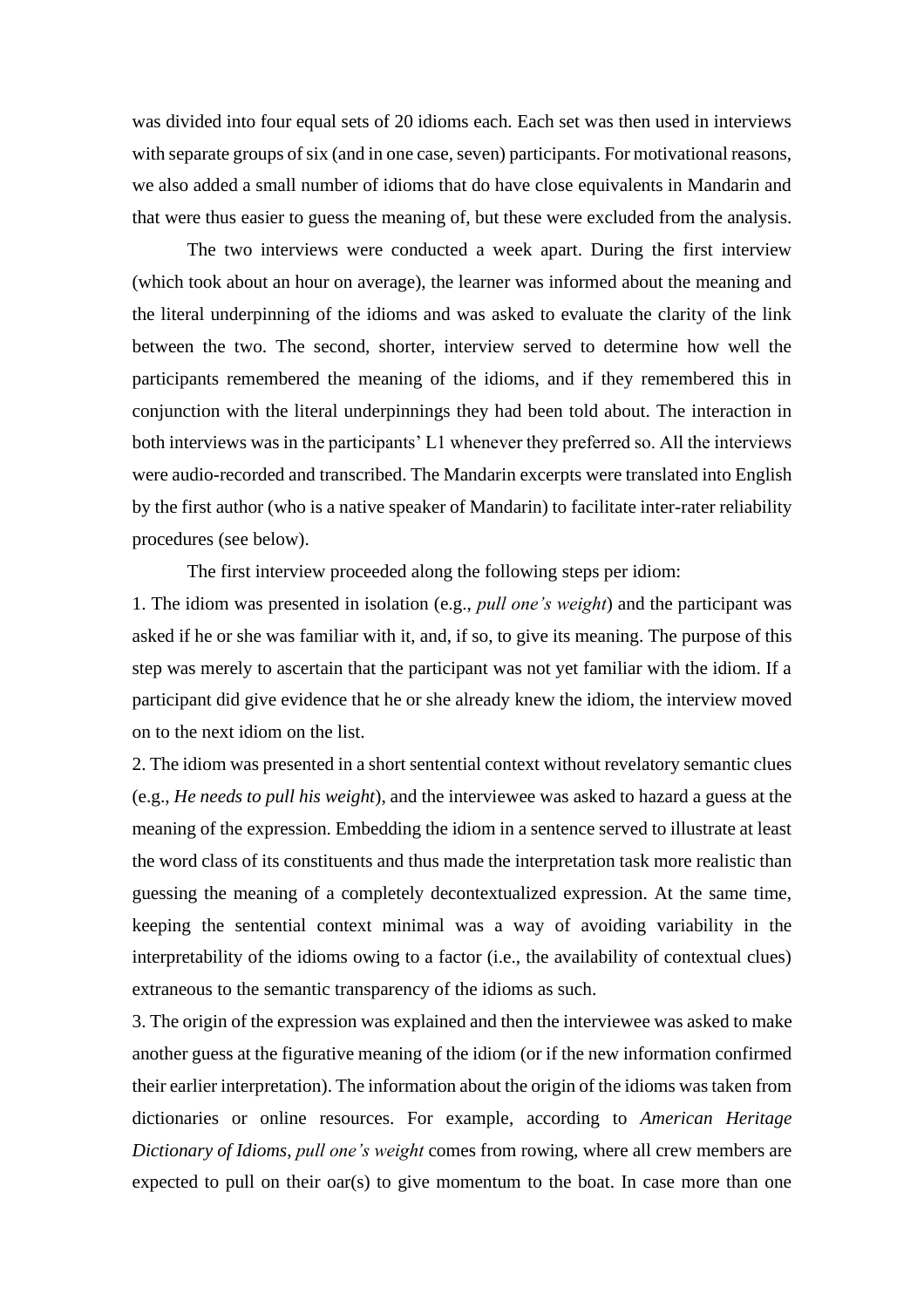was divided into four equal sets of 20 idioms each. Each set was then used in interviews with separate groups of six (and in one case, seven) participants. For motivational reasons, we also added a small number of idioms that do have close equivalents in Mandarin and that were thus easier to guess the meaning of, but these were excluded from the analysis.

The two interviews were conducted a week apart. During the first interview (which took about an hour on average), the learner was informed about the meaning and the literal underpinning of the idioms and was asked to evaluate the clarity of the link between the two. The second, shorter, interview served to determine how well the participants remembered the meaning of the idioms, and if they remembered this in conjunction with the literal underpinnings they had been told about. The interaction in both interviews was in the participants' L1 whenever they preferred so. All the interviews were audio-recorded and transcribed. The Mandarin excerpts were translated into English by the first author (who is a native speaker of Mandarin) to facilitate inter-rater reliability procedures (see below).

The first interview proceeded along the following steps per idiom:

1. The idiom was presented in isolation (e.g., *pull one's weight*) and the participant was asked if he or she was familiar with it, and, if so, to give its meaning. The purpose of this step was merely to ascertain that the participant was not yet familiar with the idiom. If a participant did give evidence that he or she already knew the idiom, the interview moved on to the next idiom on the list.

2. The idiom was presented in a short sentential context without revelatory semantic clues (e.g., *He needs to pull his weight*), and the interviewee was asked to hazard a guess at the meaning of the expression. Embedding the idiom in a sentence served to illustrate at least the word class of its constituents and thus made the interpretation task more realistic than guessing the meaning of a completely decontextualized expression. At the same time, keeping the sentential context minimal was a way of avoiding variability in the interpretability of the idioms owing to a factor (i.e., the availability of contextual clues) extraneous to the semantic transparency of the idioms as such.

3. The origin of the expression was explained and then the interviewee was asked to make another guess at the figurative meaning of the idiom (or if the new information confirmed their earlier interpretation). The information about the origin of the idioms was taken from dictionaries or online resources. For example, according to *American Heritage Dictionary of Idioms*, *pull one's weight* comes from rowing, where all crew members are expected to pull on their oar(s) to give momentum to the boat. In case more than one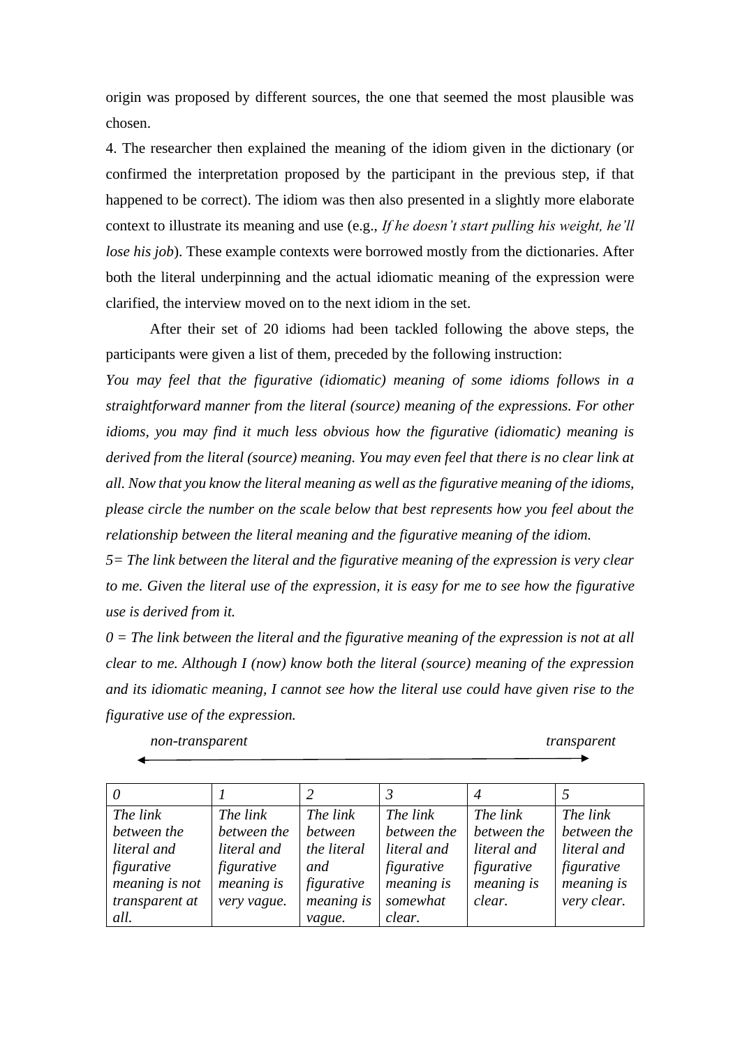origin was proposed by different sources, the one that seemed the most plausible was chosen.

4. The researcher then explained the meaning of the idiom given in the dictionary (or confirmed the interpretation proposed by the participant in the previous step, if that happened to be correct). The idiom was then also presented in a slightly more elaborate context to illustrate its meaning and use (e.g., *If he doesn't start pulling his weight, he'll lose his job*). These example contexts were borrowed mostly from the dictionaries. After both the literal underpinning and the actual idiomatic meaning of the expression were clarified, the interview moved on to the next idiom in the set.

After their set of 20 idioms had been tackled following the above steps, the participants were given a list of them, preceded by the following instruction:

*You may feel that the figurative (idiomatic) meaning of some idioms follows in a straightforward manner from the literal (source) meaning of the expressions. For other idioms, you may find it much less obvious how the figurative (idiomatic) meaning is derived from the literal (source) meaning. You may even feel that there is no clear link at all. Now that you know the literal meaning as well as the figurative meaning of the idioms, please circle the number on the scale below that best represents how you feel about the relationship between the literal meaning and the figurative meaning of the idiom.*

*5= The link between the literal and the figurative meaning of the expression is very clear to me. Given the literal use of the expression, it is easy for me to see how the figurative use is derived from it.*

*0 = The link between the literal and the figurative meaning of the expression is not at all clear to me. Although I (now) know both the literal (source) meaning of the expression and its idiomatic meaning, I cannot see how the literal use could have given rise to the figurative use of the expression.*

*non-transparent* ⟷ *transparent*

| *0* | *1* | *2* | *3* | *4* | *5* |
|---|---|---|---|---|---|
| *The link between the literal and figurative meaning is not transparent at all.* | *The link between the literal and figurative meaning is very vague.* | *The link between the literal and figurative meaning is vague.* | *The link between the literal and figurative meaning is somewhat clear.* | *The link between the literal and figurative meaning is clear.* | *The link between the literal and figurative meaning is very clear.* |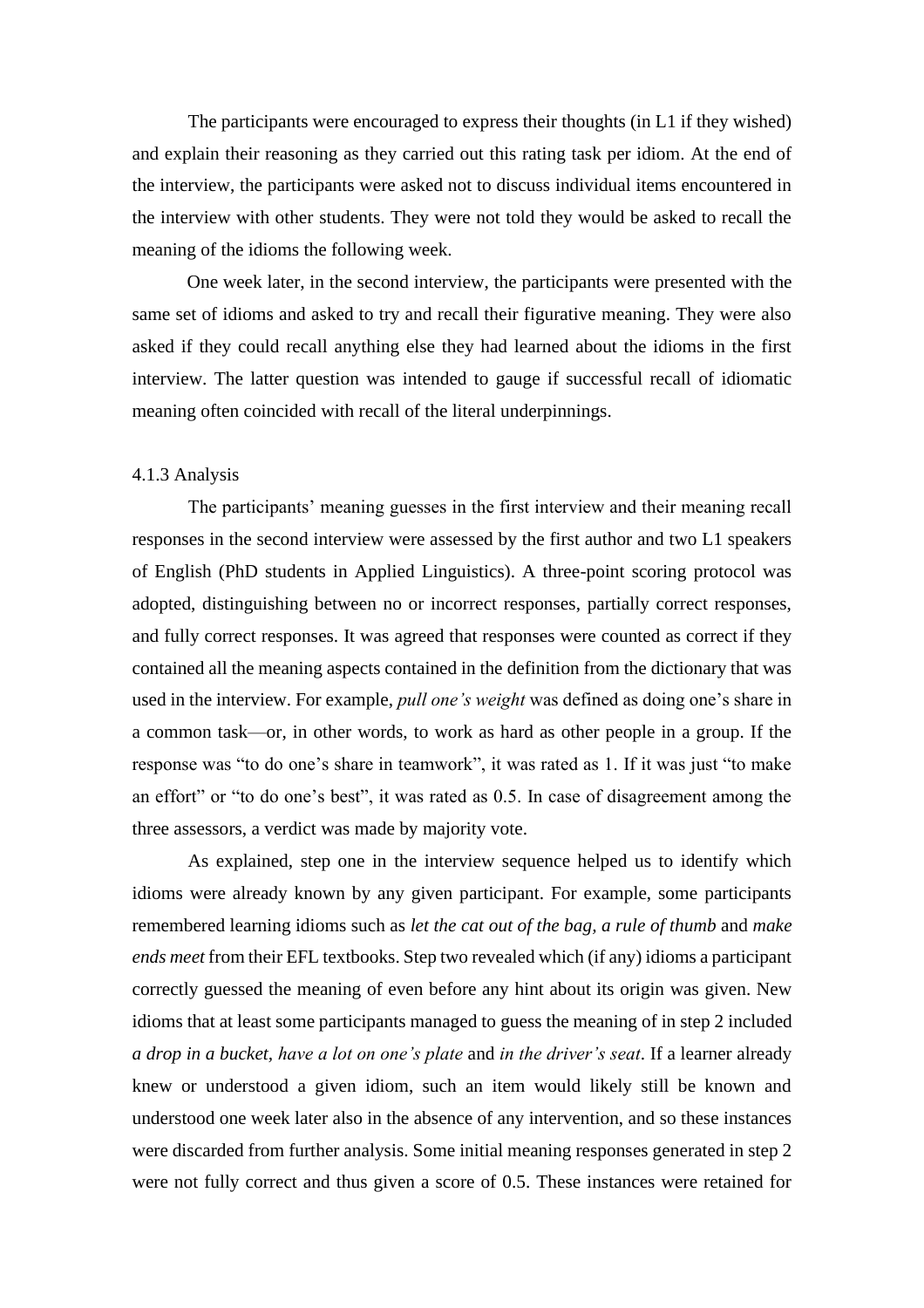The participants were encouraged to express their thoughts (in L1 if they wished) and explain their reasoning as they carried out this rating task per idiom. At the end of the interview, the participants were asked not to discuss individual items encountered in the interview with other students. They were not told they would be asked to recall the meaning of the idioms the following week.

One week later, in the second interview, the participants were presented with the same set of idioms and asked to try and recall their figurative meaning. They were also asked if they could recall anything else they had learned about the idioms in the first interview. The latter question was intended to gauge if successful recall of idiomatic meaning often coincided with recall of the literal underpinnings.

### 4.1.3 Analysis

The participants' meaning guesses in the first interview and their meaning recall responses in the second interview were assessed by the first author and two L1 speakers of English (PhD students in Applied Linguistics). A three-point scoring protocol was adopted, distinguishing between no or incorrect responses, partially correct responses, and fully correct responses. It was agreed that responses were counted as correct if they contained all the meaning aspects contained in the definition from the dictionary that was used in the interview. For example, *pull one's weight* was defined as doing one's share in a common task—or, in other words, to work as hard as other people in a group. If the response was "to do one's share in teamwork", it was rated as 1. If it was just "to make an effort" or "to do one's best", it was rated as 0.5. In case of disagreement among the three assessors, a verdict was made by majority vote.

As explained, step one in the interview sequence helped us to identify which idioms were already known by any given participant. For example, some participants remembered learning idioms such as *let the cat out of the bag, a rule of thumb* and *make ends meet* from their EFL textbooks. Step two revealed which (if any) idioms a participant correctly guessed the meaning of even before any hint about its origin was given. New idioms that at least some participants managed to guess the meaning of in step 2 included *a drop in a bucket*, *have a lot on one's plate* and *in the driver's seat*. If a learner already knew or understood a given idiom, such an item would likely still be known and understood one week later also in the absence of any intervention, and so these instances were discarded from further analysis. Some initial meaning responses generated in step 2 were not fully correct and thus given a score of 0.5. These instances were retained for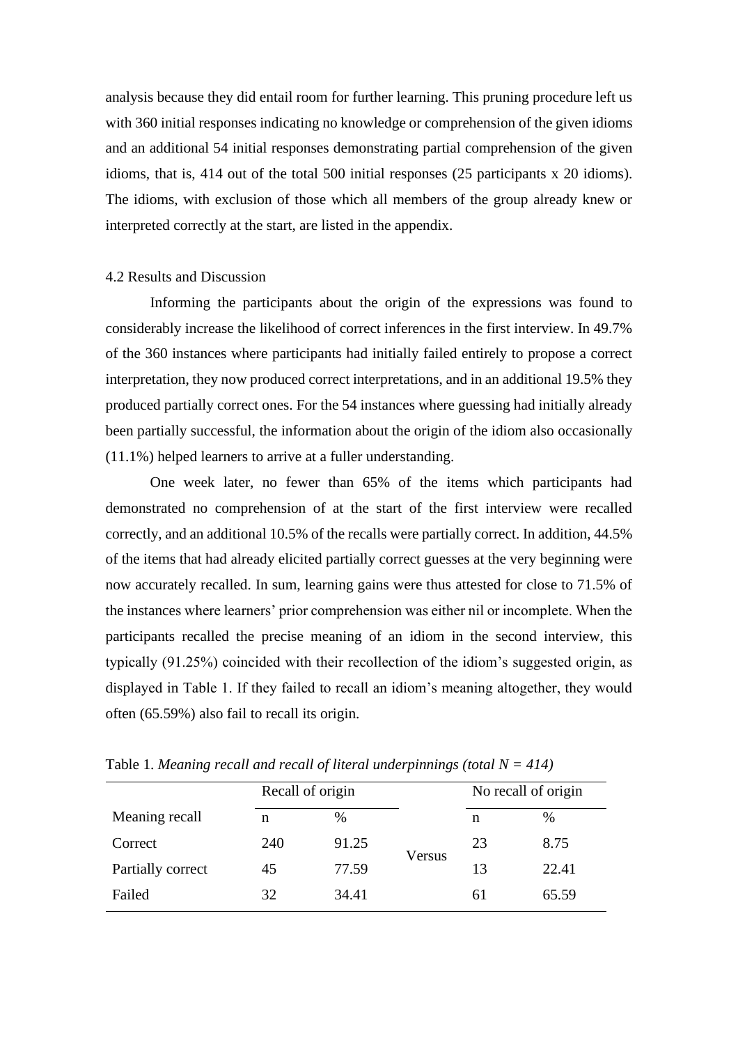analysis because they did entail room for further learning. This pruning procedure left us with 360 initial responses indicating no knowledge or comprehension of the given idioms and an additional 54 initial responses demonstrating partial comprehension of the given idioms, that is, 414 out of the total 500 initial responses (25 participants x 20 idioms). The idioms, with exclusion of those which all members of the group already knew or interpreted correctly at the start, are listed in the appendix.

### 4.2 Results and Discussion

Informing the participants about the origin of the expressions was found to considerably increase the likelihood of correct inferences in the first interview. In 49.7% of the 360 instances where participants had initially failed entirely to propose a correct interpretation, they now produced correct interpretations, and in an additional 19.5% they produced partially correct ones. For the 54 instances where guessing had initially already been partially successful, the information about the origin of the idiom also occasionally (11.1%) helped learners to arrive at a fuller understanding.

One week later, no fewer than 65% of the items which participants had demonstrated no comprehension of at the start of the first interview were recalled correctly, and an additional 10.5% of the recalls were partially correct. In addition, 44.5% of the items that had already elicited partially correct guesses at the very beginning were now accurately recalled. In sum, learning gains were thus attested for close to 71.5% of the instances where learners' prior comprehension was either nil or incomplete. When the participants recalled the precise meaning of an idiom in the second interview, this typically (91.25%) coincided with their recollection of the idiom's suggested origin, as displayed in Table 1. If they failed to recall an idiom's meaning altogether, they would often (65.59%) also fail to recall its origin.

Table 1. *Meaning recall and recall of literal underpinnings (total N = 414)*

| | Recall of origin | | | No recall of origin | |
|---|---|---|---|---|---|
| Meaning recall | n | % | | n | % |
| Correct | 240 | 91.25 | Versus | 23 | 8.75 |
| Partially correct | 45 | 77.59 | | 13 | 22.41 |
| Failed | 32 | 34.41 | | 61 | 65.59 |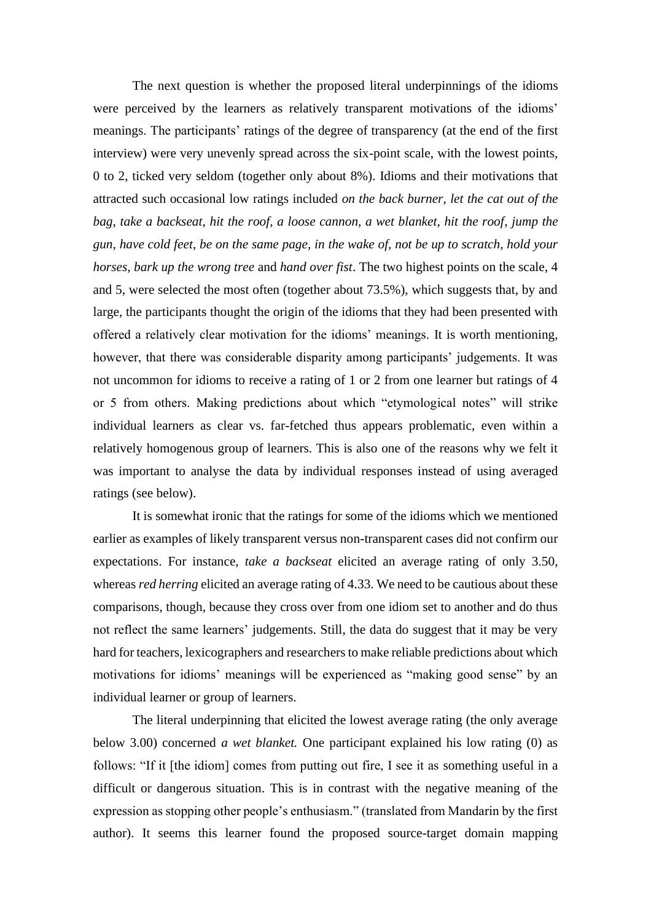The next question is whether the proposed literal underpinnings of the idioms were perceived by the learners as relatively transparent motivations of the idioms' meanings. The participants' ratings of the degree of transparency (at the end of the first interview) were very unevenly spread across the six-point scale, with the lowest points, 0 to 2, ticked very seldom (together only about 8%). Idioms and their motivations that attracted such occasional low ratings included *on the back burner, let the cat out of the bag, take a backseat, hit the roof, a loose cannon, a wet blanket, hit the roof, jump the gun, have cold feet, be on the same page, in the wake of, not be up to scratch, hold your horses, bark up the wrong tree* and *hand over fist*. The two highest points on the scale, 4 and 5, were selected the most often (together about 73.5%), which suggests that, by and large, the participants thought the origin of the idioms that they had been presented with offered a relatively clear motivation for the idioms' meanings. It is worth mentioning, however, that there was considerable disparity among participants' judgements. It was not uncommon for idioms to receive a rating of 1 or 2 from one learner but ratings of 4 or 5 from others. Making predictions about which "etymological notes" will strike individual learners as clear vs. far-fetched thus appears problematic, even within a relatively homogenous group of learners. This is also one of the reasons why we felt it was important to analyse the data by individual responses instead of using averaged ratings (see below).

It is somewhat ironic that the ratings for some of the idioms which we mentioned earlier as examples of likely transparent versus non-transparent cases did not confirm our expectations. For instance, *take a backseat* elicited an average rating of only 3.50, whereas *red herring* elicited an average rating of 4.33. We need to be cautious about these comparisons, though, because they cross over from one idiom set to another and do thus not reflect the same learners' judgements. Still, the data do suggest that it may be very hard for teachers, lexicographers and researchers to make reliable predictions about which motivations for idioms' meanings will be experienced as "making good sense" by an individual learner or group of learners.

The literal underpinning that elicited the lowest average rating (the only average below 3.00) concerned *a wet blanket.* One participant explained his low rating (0) as follows: "If it [the idiom] comes from putting out fire, I see it as something useful in a difficult or dangerous situation. This is in contrast with the negative meaning of the expression as stopping other people's enthusiasm." (translated from Mandarin by the first author). It seems this learner found the proposed source-target domain mapping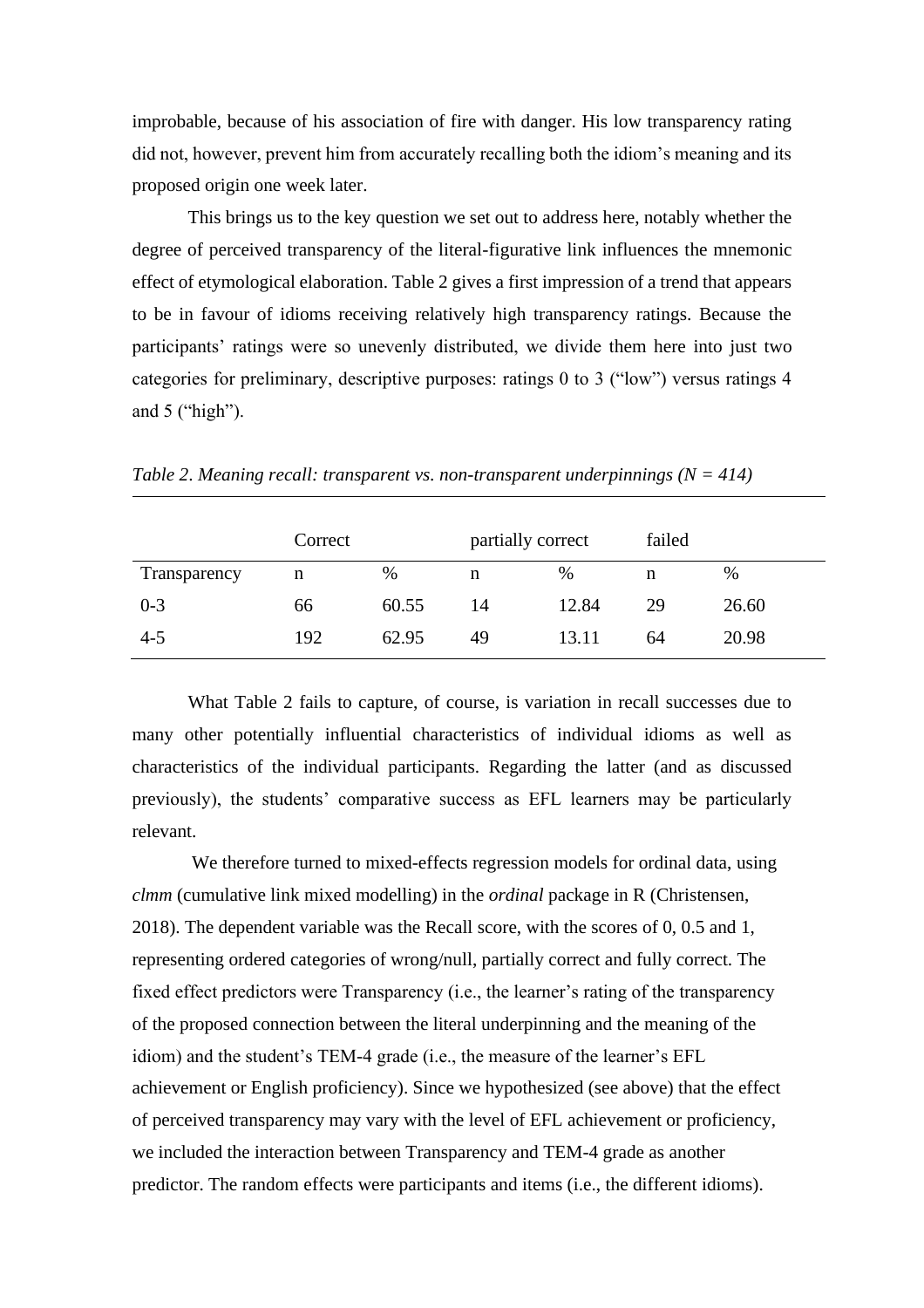improbable, because of his association of fire with danger. His low transparency rating did not, however, prevent him from accurately recalling both the idiom's meaning and its proposed origin one week later.

This brings us to the key question we set out to address here, notably whether the degree of perceived transparency of the literal-figurative link influences the mnemonic effect of etymological elaboration. Table 2 gives a first impression of a trend that appears to be in favour of idioms receiving relatively high transparency ratings. Because the participants' ratings were so unevenly distributed, we divide them here into just two categories for preliminary, descriptive purposes: ratings 0 to 3 ("low") versus ratings 4 and 5 ("high").

*Table 2. Meaning recall: transparent vs. non-transparent underpinnings (N = 414)*

| | Correct | | partially correct | | failed | |
|---|---|---|---|---|---|---|
| Transparency | n | % | n | % | n | % |
| 0-3 | 66 | 60.55 | 14 | 12.84 | 29 | 26.60 |
| 4-5 | 192 | 62.95 | 49 | 13.11 | 64 | 20.98 |

What Table 2 fails to capture, of course, is variation in recall successes due to many other potentially influential characteristics of individual idioms as well as characteristics of the individual participants. Regarding the latter (and as discussed previously), the students' comparative success as EFL learners may be particularly relevant.

We therefore turned to mixed-effects regression models for ordinal data, using *clmm* (cumulative link mixed modelling) in the *ordinal* package in R (Christensen, 2018). The dependent variable was the Recall score, with the scores of 0, 0.5 and 1, representing ordered categories of wrong/null, partially correct and fully correct. The fixed effect predictors were Transparency (i.e., the learner's rating of the transparency of the proposed connection between the literal underpinning and the meaning of the idiom) and the student's TEM-4 grade (i.e., the measure of the learner's EFL achievement or English proficiency). Since we hypothesized (see above) that the effect of perceived transparency may vary with the level of EFL achievement or proficiency, we included the interaction between Transparency and TEM-4 grade as another predictor. The random effects were participants and items (i.e., the different idioms).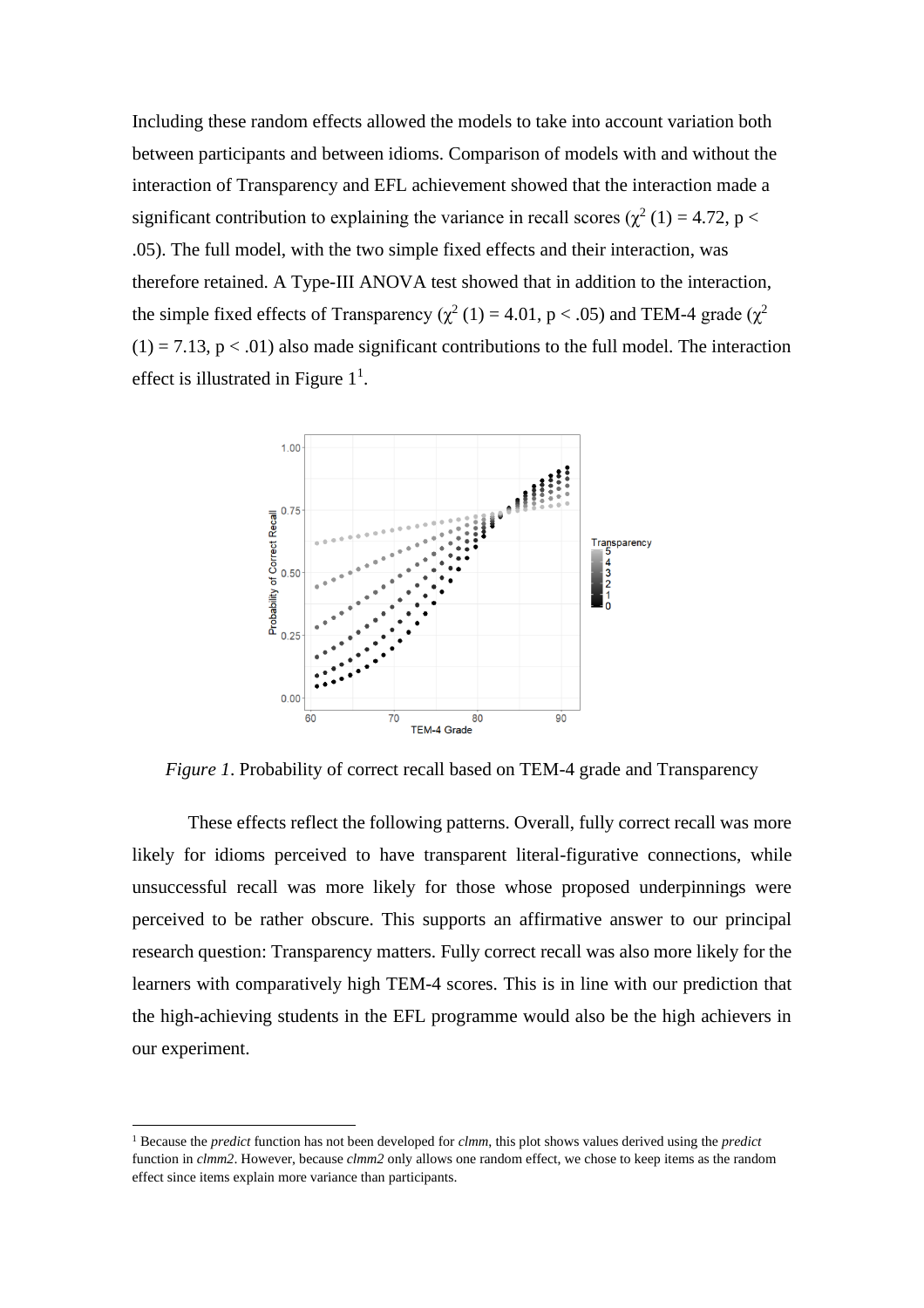Including these random effects allowed the models to take into account variation both between participants and between idioms. Comparison of models with and without the interaction of Transparency and EFL achievement showed that the interaction made a significant contribution to explaining the variance in recall scores ($\chi^2$ (1) = 4.72, $p < .05$). The full model, with the two simple fixed effects and their interaction, was therefore retained. A Type-III ANOVA test showed that in addition to the interaction, the simple fixed effects of Transparency ($\chi^2$ (1) = 4.01, $p < .05$) and TEM-4 grade ($\chi^2$ (1) = 7.13, $p < .01$) also made significant contributions to the full model. The interaction effect is illustrated in Figure 1[1].

*Figure 1*. Probability of correct recall based on TEM-4 grade and Transparency

These effects reflect the following patterns. Overall, fully correct recall was more likely for idioms perceived to have transparent literal-figurative connections, while unsuccessful recall was more likely for those whose proposed underpinnings were perceived to be rather obscure. This supports an affirmative answer to our principal research question: Transparency matters. Fully correct recall was also more likely for the learners with comparatively high TEM-4 scores. This is in line with our prediction that the high-achieving students in the EFL programme would also be the high achievers in our experiment.

[1] Because the *predict* function has not been developed for *clmm*, this plot shows values derived using the *predict* function in *clmm2*. However, because *clmm2* only allows one random effect, we chose to keep items as the random effect since items explain more variance than participants.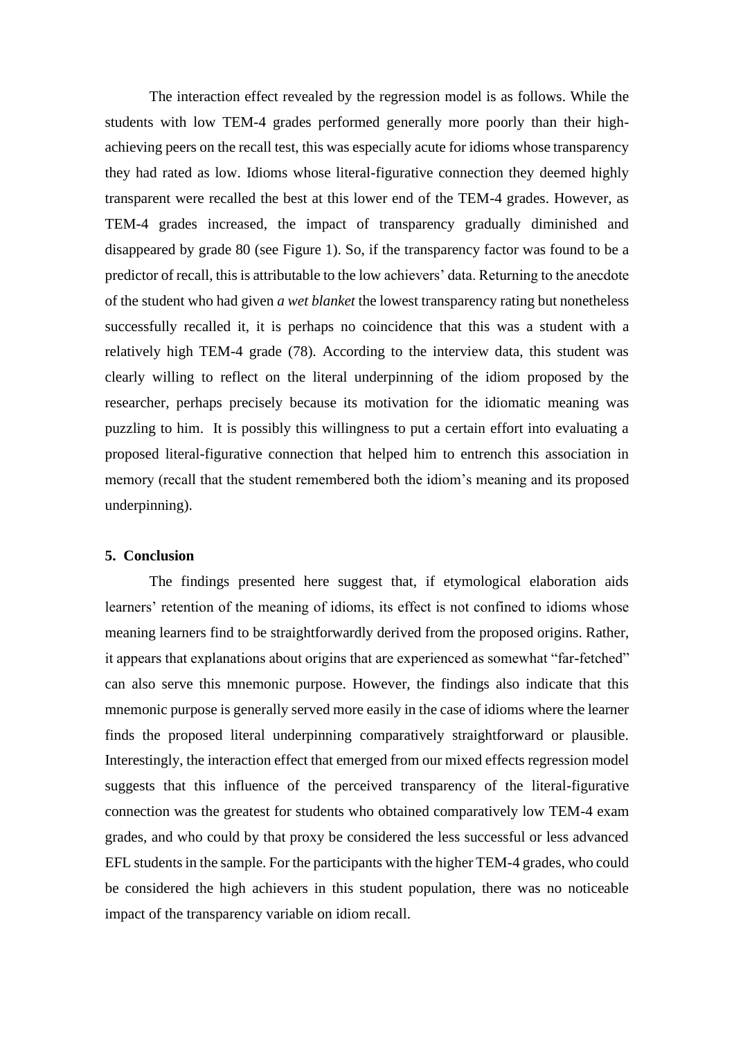The interaction effect revealed by the regression model is as follows. While the students with low TEM-4 grades performed generally more poorly than their high-achieving peers on the recall test, this was especially acute for idioms whose transparency they had rated as low. Idioms whose literal-figurative connection they deemed highly transparent were recalled the best at this lower end of the TEM-4 grades. However, as TEM-4 grades increased, the impact of transparency gradually diminished and disappeared by grade 80 (see Figure 1). So, if the transparency factor was found to be a predictor of recall, this is attributable to the low achievers' data. Returning to the anecdote of the student who had given *a wet blanket* the lowest transparency rating but nonetheless successfully recalled it, it is perhaps no coincidence that this was a student with a relatively high TEM-4 grade (78). According to the interview data, this student was clearly willing to reflect on the literal underpinning of the idiom proposed by the researcher, perhaps precisely because its motivation for the idiomatic meaning was puzzling to him. It is possibly this willingness to put a certain effort into evaluating a proposed literal-figurative connection that helped him to entrench this association in memory (recall that the student remembered both the idiom's meaning and its proposed underpinning).

## 5. Conclusion

The findings presented here suggest that, if etymological elaboration aids learners' retention of the meaning of idioms, its effect is not confined to idioms whose meaning learners find to be straightforwardly derived from the proposed origins. Rather, it appears that explanations about origins that are experienced as somewhat "far-fetched" can also serve this mnemonic purpose. However, the findings also indicate that this mnemonic purpose is generally served more easily in the case of idioms where the learner finds the proposed literal underpinning comparatively straightforward or plausible. Interestingly, the interaction effect that emerged from our mixed effects regression model suggests that this influence of the perceived transparency of the literal-figurative connection was the greatest for students who obtained comparatively low TEM-4 exam grades, and who could by that proxy be considered the less successful or less advanced EFL students in the sample. For the participants with the higher TEM-4 grades, who could be considered the high achievers in this student population, there was no noticeable impact of the transparency variable on idiom recall.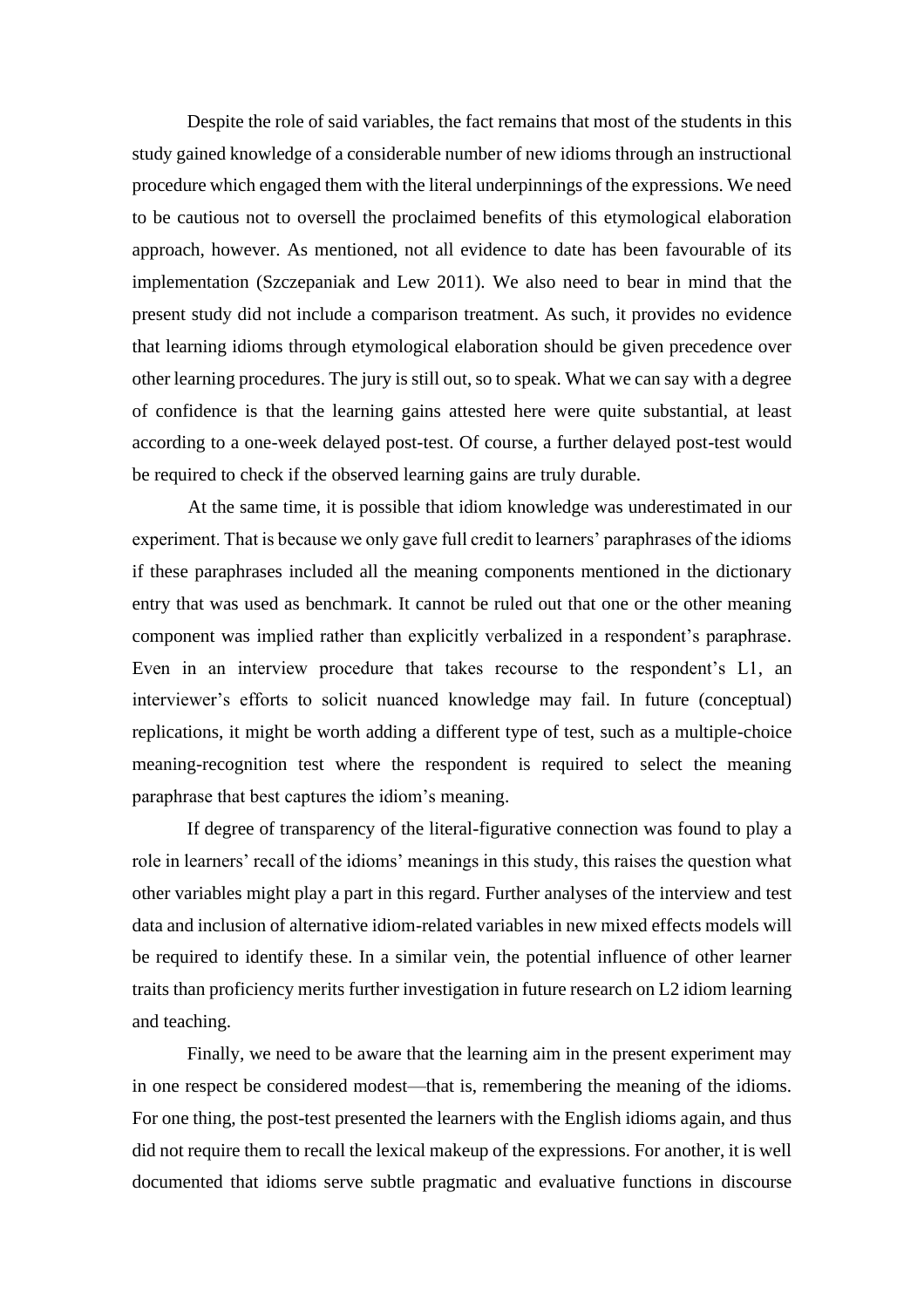Despite the role of said variables, the fact remains that most of the students in this study gained knowledge of a considerable number of new idioms through an instructional procedure which engaged them with the literal underpinnings of the expressions. We need to be cautious not to oversell the proclaimed benefits of this etymological elaboration approach, however. As mentioned, not all evidence to date has been favourable of its implementation (Szczepaniak and Lew 2011). We also need to bear in mind that the present study did not include a comparison treatment. As such, it provides no evidence that learning idioms through etymological elaboration should be given precedence over other learning procedures. The jury is still out, so to speak. What we can say with a degree of confidence is that the learning gains attested here were quite substantial, at least according to a one-week delayed post-test. Of course, a further delayed post-test would be required to check if the observed learning gains are truly durable.

At the same time, it is possible that idiom knowledge was underestimated in our experiment. That is because we only gave full credit to learners' paraphrases of the idioms if these paraphrases included all the meaning components mentioned in the dictionary entry that was used as benchmark. It cannot be ruled out that one or the other meaning component was implied rather than explicitly verbalized in a respondent's paraphrase. Even in an interview procedure that takes recourse to the respondent's L1, an interviewer's efforts to solicit nuanced knowledge may fail. In future (conceptual) replications, it might be worth adding a different type of test, such as a multiple-choice meaning-recognition test where the respondent is required to select the meaning paraphrase that best captures the idiom's meaning.

If degree of transparency of the literal-figurative connection was found to play a role in learners' recall of the idioms' meanings in this study, this raises the question what other variables might play a part in this regard. Further analyses of the interview and test data and inclusion of alternative idiom-related variables in new mixed effects models will be required to identify these. In a similar vein, the potential influence of other learner traits than proficiency merits further investigation in future research on L2 idiom learning and teaching.

Finally, we need to be aware that the learning aim in the present experiment may in one respect be considered modest—that is, remembering the meaning of the idioms. For one thing, the post-test presented the learners with the English idioms again, and thus did not require them to recall the lexical makeup of the expressions. For another, it is well documented that idioms serve subtle pragmatic and evaluative functions in discourse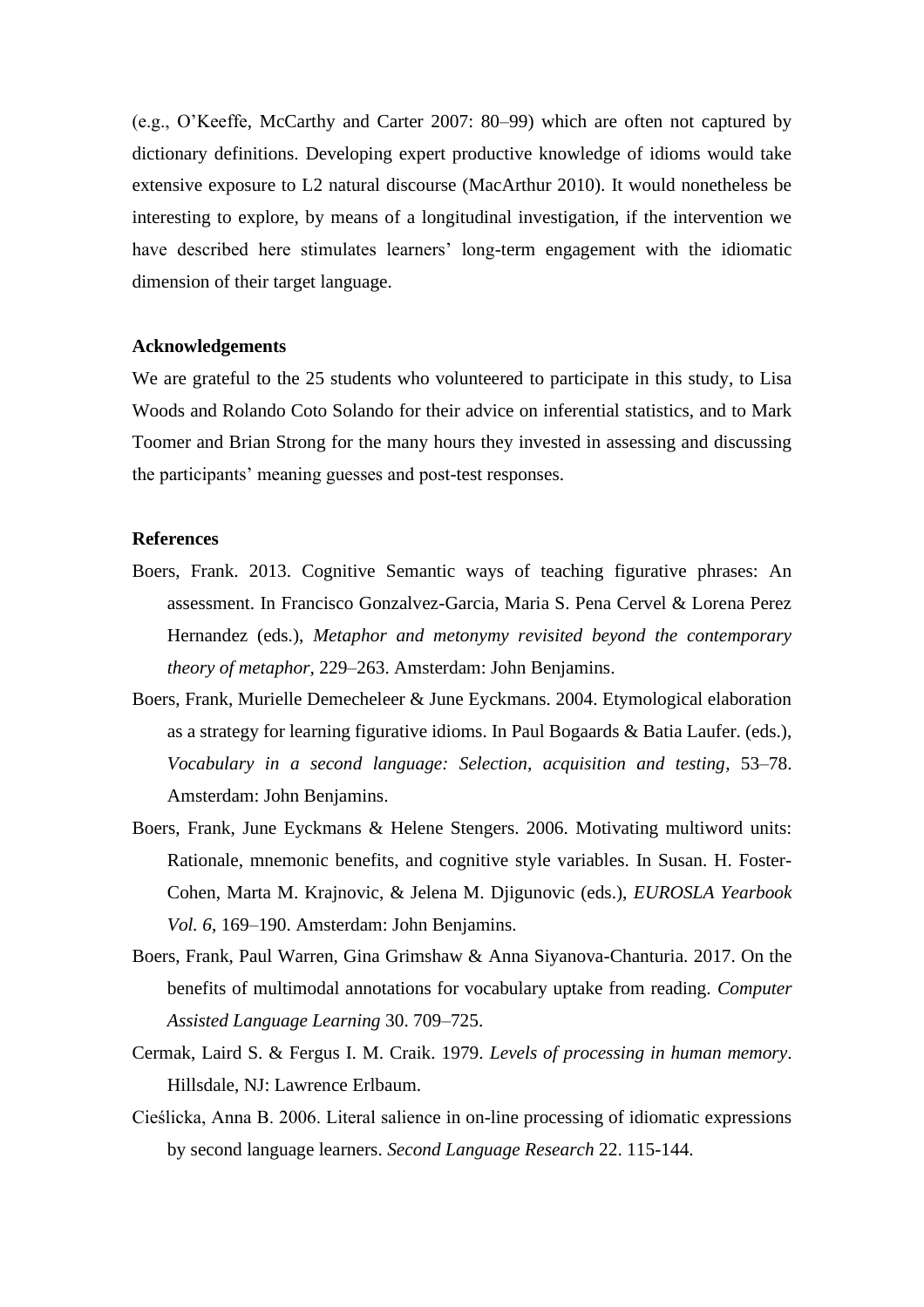(e.g., O'Keeffe, McCarthy and Carter 2007: 80–99) which are often not captured by dictionary definitions. Developing expert productive knowledge of idioms would take extensive exposure to L2 natural discourse (MacArthur 2010). It would nonetheless be interesting to explore, by means of a longitudinal investigation, if the intervention we have described here stimulates learners' long-term engagement with the idiomatic dimension of their target language.

**Acknowledgements**

We are grateful to the 25 students who volunteered to participate in this study, to Lisa Woods and Rolando Coto Solando for their advice on inferential statistics, and to Mark Toomer and Brian Strong for the many hours they invested in assessing and discussing the participants' meaning guesses and post-test responses.

**References**

Boers, Frank. 2013. Cognitive Semantic ways of teaching figurative phrases: An assessment. In Francisco Gonzalvez-Garcia, Maria S. Pena Cervel & Lorena Perez Hernandez (eds.), *Metaphor and metonymy revisited beyond the contemporary theory of metaphor,* 229–263. Amsterdam: John Benjamins.

Boers, Frank, Murielle Demecheleer & June Eyckmans. 2004. Etymological elaboration as a strategy for learning figurative idioms. In Paul Bogaards & Batia Laufer. (eds.), *Vocabulary in a second language: Selection, acquisition and testing*, 53–78. Amsterdam: John Benjamins.

Boers, Frank, June Eyckmans & Helene Stengers. 2006. Motivating multiword units: Rationale, mnemonic benefits, and cognitive style variables. In Susan. H. Foster-Cohen, Marta M. Krajnovic, & Jelena M. Djigunovic (eds.), *EUROSLA Yearbook Vol. 6*, 169–190. Amsterdam: John Benjamins.

Boers, Frank, Paul Warren, Gina Grimshaw & Anna Siyanova-Chanturia. 2017. On the benefits of multimodal annotations for vocabulary uptake from reading. *Computer Assisted Language Learning* 30. 709–725.

Cermak, Laird S. & Fergus I. M. Craik. 1979. *Levels of processing in human memory*. Hillsdale, NJ: Lawrence Erlbaum.

Cieślicka, Anna B. 2006. Literal salience in on-line processing of idiomatic expressions by second language learners. *Second Language Research* 22. 115-144.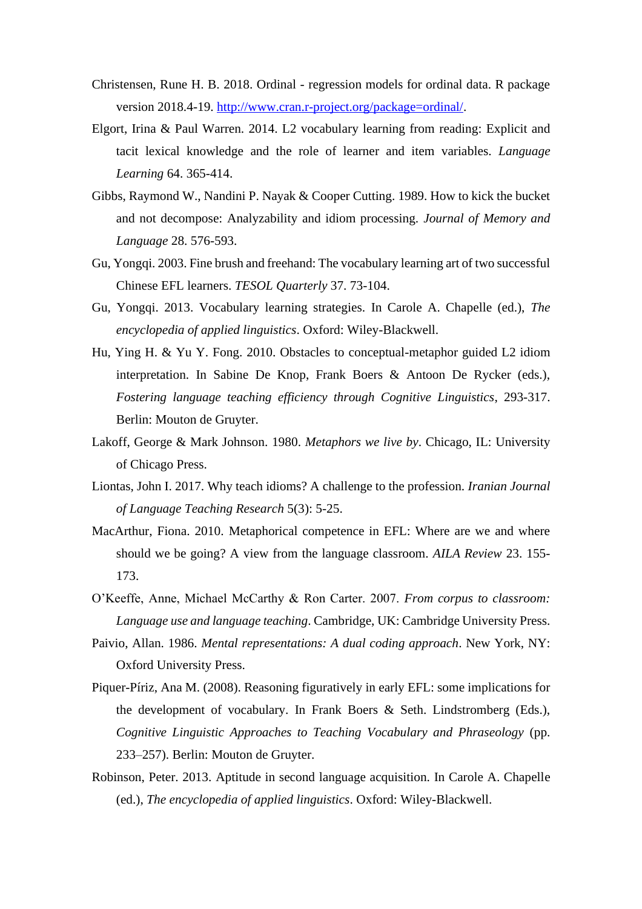Christensen, Rune H. B. 2018. Ordinal - regression models for ordinal data. R package version 2018.4-19. [http://www.cran.r-project.org/package=ordinal/](http://www.cran.r-project.org/package=ordinal/).

Elgort, Irina & Paul Warren. 2014. L2 vocabulary learning from reading: Explicit and tacit lexical knowledge and the role of learner and item variables. *Language Learning* 64. 365-414.

Gibbs, Raymond W., Nandini P. Nayak & Cooper Cutting. 1989. How to kick the bucket and not decompose: Analyzability and idiom processing. *Journal of Memory and Language* 28. 576-593.

Gu, Yongqi. 2003. Fine brush and freehand: The vocabulary learning art of two successful Chinese EFL learners. *TESOL Quarterly* 37. 73-104.

Gu, Yongqi. 2013. Vocabulary learning strategies. In Carole A. Chapelle (ed.), *The encyclopedia of applied linguistics*. Oxford: Wiley-Blackwell.

Hu, Ying H. & Yu Y. Fong. 2010. Obstacles to conceptual-metaphor guided L2 idiom interpretation. In Sabine De Knop, Frank Boers & Antoon De Rycker (eds.), *Fostering language teaching efficiency through Cognitive Linguistics*, 293-317. Berlin: Mouton de Gruyter.

Lakoff, George & Mark Johnson. 1980. *Metaphors we live by*. Chicago, IL: University of Chicago Press.

Liontas, John I. 2017. Why teach idioms? A challenge to the profession. *Iranian Journal of Language Teaching Research* 5(3): 5-25.

MacArthur, Fiona. 2010. Metaphorical competence in EFL: Where are we and where should we be going? A view from the language classroom. *AILA Review* 23. 155-173.

O'Keeffe, Anne, Michael McCarthy & Ron Carter. 2007. *From corpus to classroom: Language use and language teaching*. Cambridge, UK: Cambridge University Press.

Paivio, Allan. 1986. *Mental representations: A dual coding approach*. New York, NY: Oxford University Press.

Piquer-Píriz, Ana M. (2008). Reasoning figuratively in early EFL: some implications for the development of vocabulary. In Frank Boers & Seth. Lindstromberg (Eds.), *Cognitive Linguistic Approaches to Teaching Vocabulary and Phraseology* (pp. 233–257). Berlin: Mouton de Gruyter.

Robinson, Peter. 2013. Aptitude in second language acquisition. In Carole A. Chapelle (ed.), *The encyclopedia of applied linguistics*. Oxford: Wiley-Blackwell.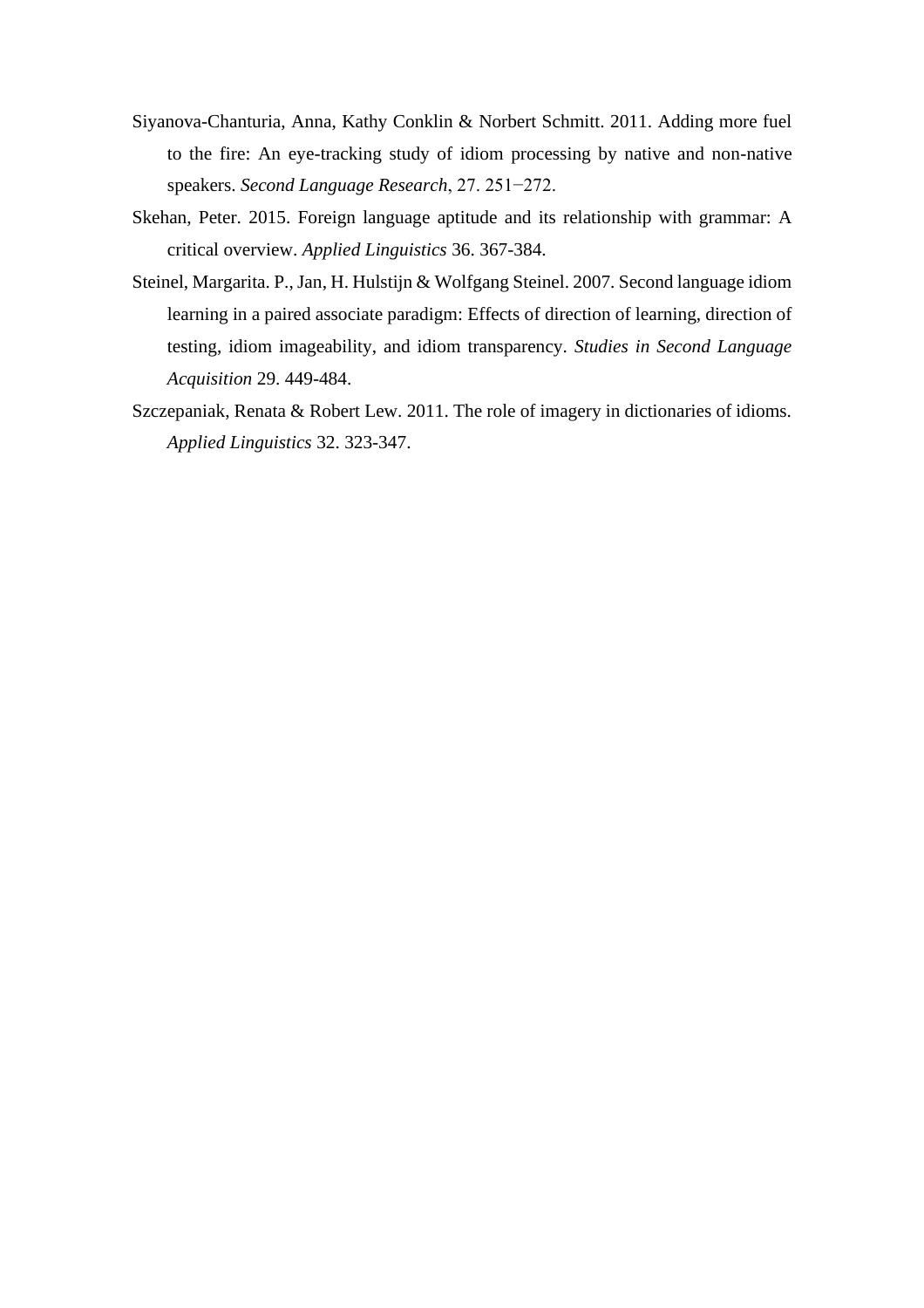Siyanova-Chanturia, Anna, Kathy Conklin & Norbert Schmitt. 2011. Adding more fuel to the fire: An eye-tracking study of idiom processing by native and non-native speakers. *Second Language Research*, 27. 251−272.

Skehan, Peter. 2015. Foreign language aptitude and its relationship with grammar: A critical overview. *Applied Linguistics* 36. 367-384.

Steinel, Margarita. P., Jan, H. Hulstijn & Wolfgang Steinel. 2007. Second language idiom learning in a paired associate paradigm: Effects of direction of learning, direction of testing, idiom imageability, and idiom transparency. *Studies in Second Language Acquisition* 29. 449-484.

Szczepaniak, Renata & Robert Lew. 2011. The role of imagery in dictionaries of idioms. *Applied Linguistics* 32. 323-347.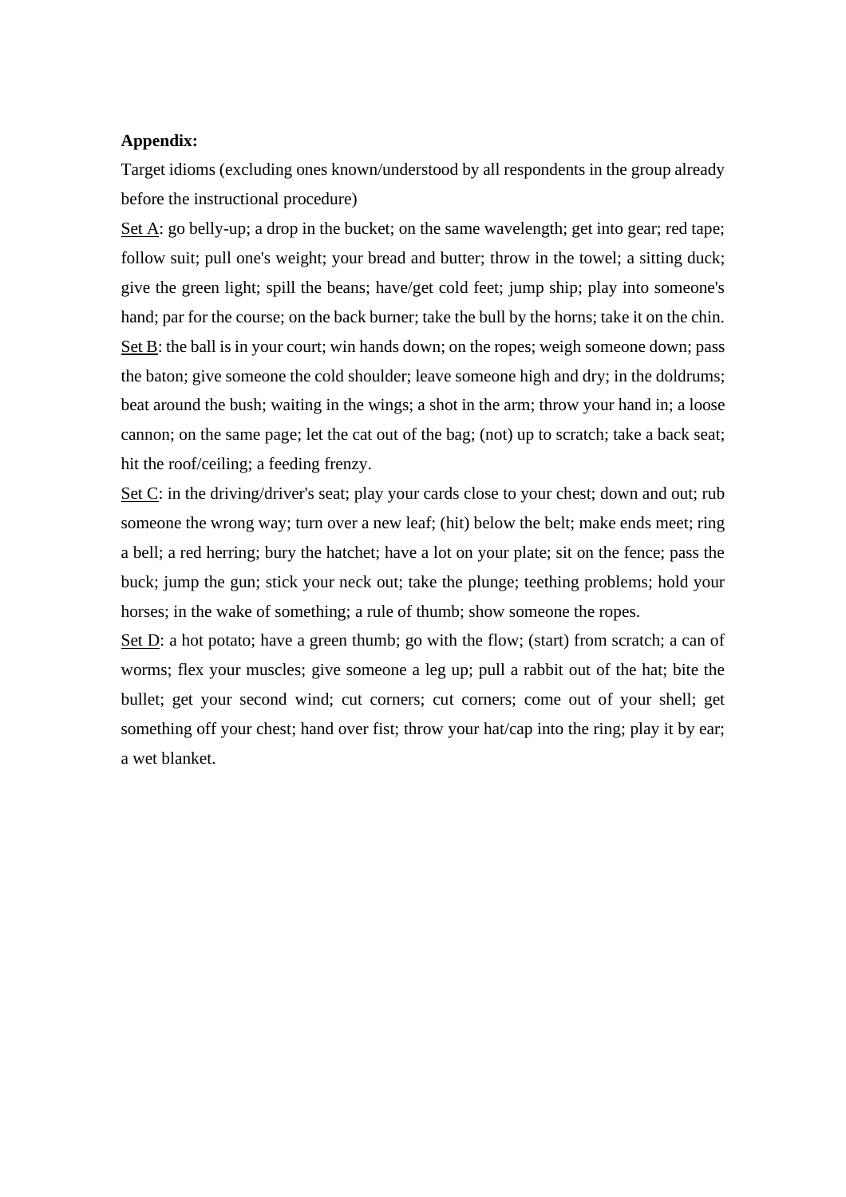**Appendix:**

Target idioms (excluding ones known/understood by all respondents in the group already before the instructional procedure)

<u>Set A</u>: go belly-up; a drop in the bucket; on the same wavelength; get into gear; red tape; follow suit; pull one's weight; your bread and butter; throw in the towel; a sitting duck; give the green light; spill the beans; have/get cold feet; jump ship; play into someone's hand; par for the course; on the back burner; take the bull by the horns; take it on the chin.

<u>Set B</u>: the ball is in your court; win hands down; on the ropes; weigh someone down; pass the baton; give someone the cold shoulder; leave someone high and dry; in the doldrums; beat around the bush; waiting in the wings; a shot in the arm; throw your hand in; a loose cannon; on the same page; let the cat out of the bag; (not) up to scratch; take a back seat; hit the roof/ceiling; a feeding frenzy.

<u>Set C</u>: in the driving/driver's seat; play your cards close to your chest; down and out; rub someone the wrong way; turn over a new leaf; (hit) below the belt; make ends meet; ring a bell; a red herring; bury the hatchet; have a lot on your plate; sit on the fence; pass the buck; jump the gun; stick your neck out; take the plunge; teething problems; hold your horses; in the wake of something; a rule of thumb; show someone the ropes.

<u>Set D</u>: a hot potato; have a green thumb; go with the flow; (start) from scratch; a can of worms; flex your muscles; give someone a leg up; pull a rabbit out of the hat; bite the bullet; get your second wind; cut corners; cut corners; come out of your shell; get something off your chest; hand over fist; throw your hat/cap into the ring; play it by ear; a wet blanket.